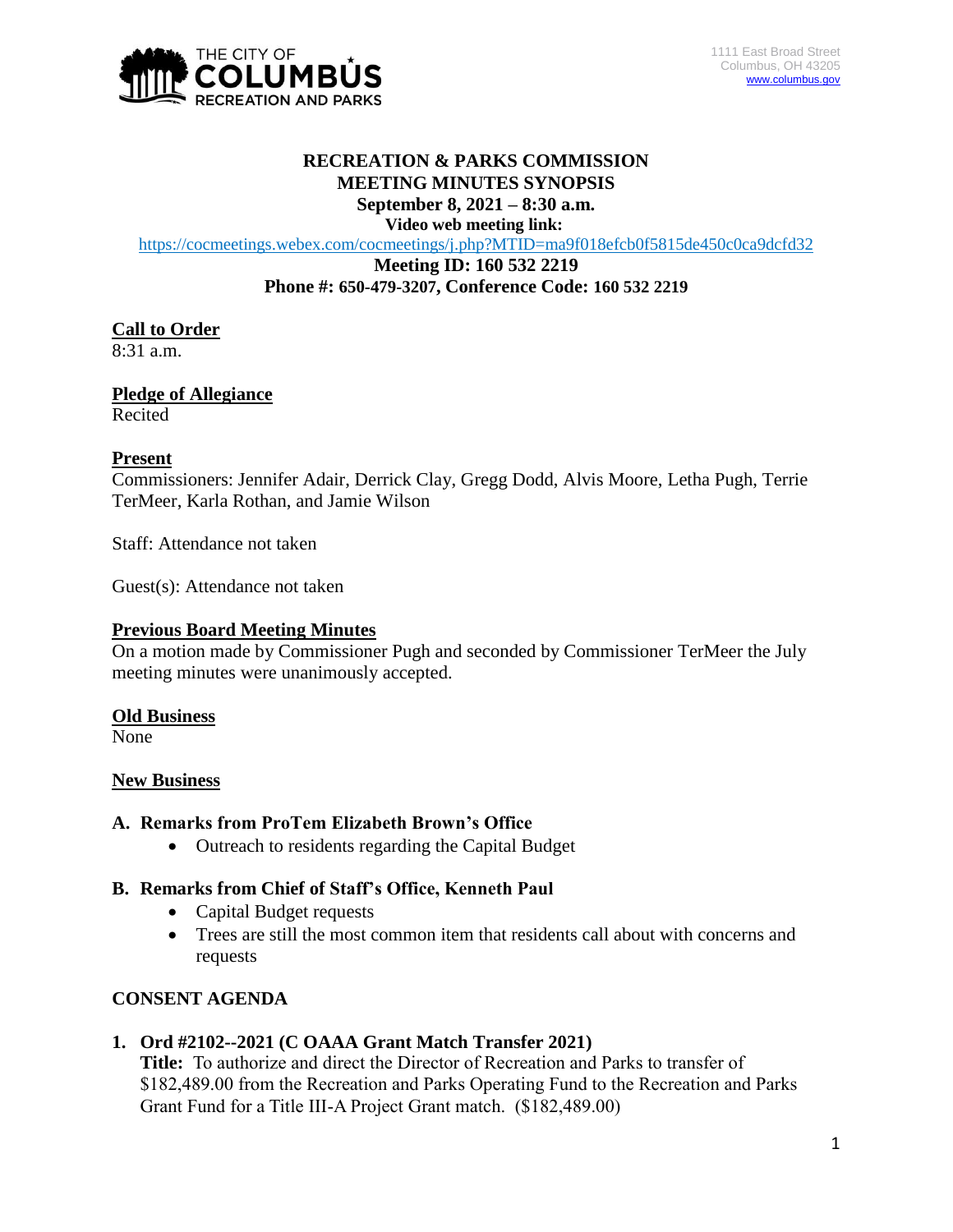1111 East Broad Street
Columbus, OH 43205
www.columbus.gov

# RECREATION & PARKS COMMISSION
## MEETING MINUTES SYNOPSIS
**September 8, 2021 – 8:30 a.m.**
**Video web meeting link:**
https://cocmeetings.webex.com/cocmeetings/j.php?MTID=ma9f018efcb0f5815de450c0ca9dcfd32
**Meeting ID: 160 532 2219**
**Phone #: 650-479-3207, Conference Code: 160 532 2219**

**Call to Order**
8:31 a.m.

**Pledge of Allegiance**
Recited

**Present**
Commissioners: Jennifer Adair, Derrick Clay, Gregg Dodd, Alvis Moore, Letha Pugh, Terrie TerMeer, Karla Rothan, and Jamie Wilson

Staff: Attendance not taken

Guest(s): Attendance not taken

**Previous Board Meeting Minutes**
On a motion made by Commissioner Pugh and seconded by Commissioner TerMeer the July meeting minutes were unanimously accepted.

**Old Business**
None

**New Business**

**A. Remarks from ProTem Elizabeth Brown's Office**

- Outreach to residents regarding the Capital Budget

**B. Remarks from Chief of Staff's Office, Kenneth Paul**

- Capital Budget requests
- Trees are still the most common item that residents call about with concerns and requests

**CONSENT AGENDA**

**1. Ord #2102--2021 (C OAAA Grant Match Transfer 2021)**
**Title:** To authorize and direct the Director of Recreation and Parks to transfer of $182,489.00 from the Recreation and Parks Operating Fund to the Recreation and Parks Grant Fund for a Title III-A Project Grant match. ($182,489.00)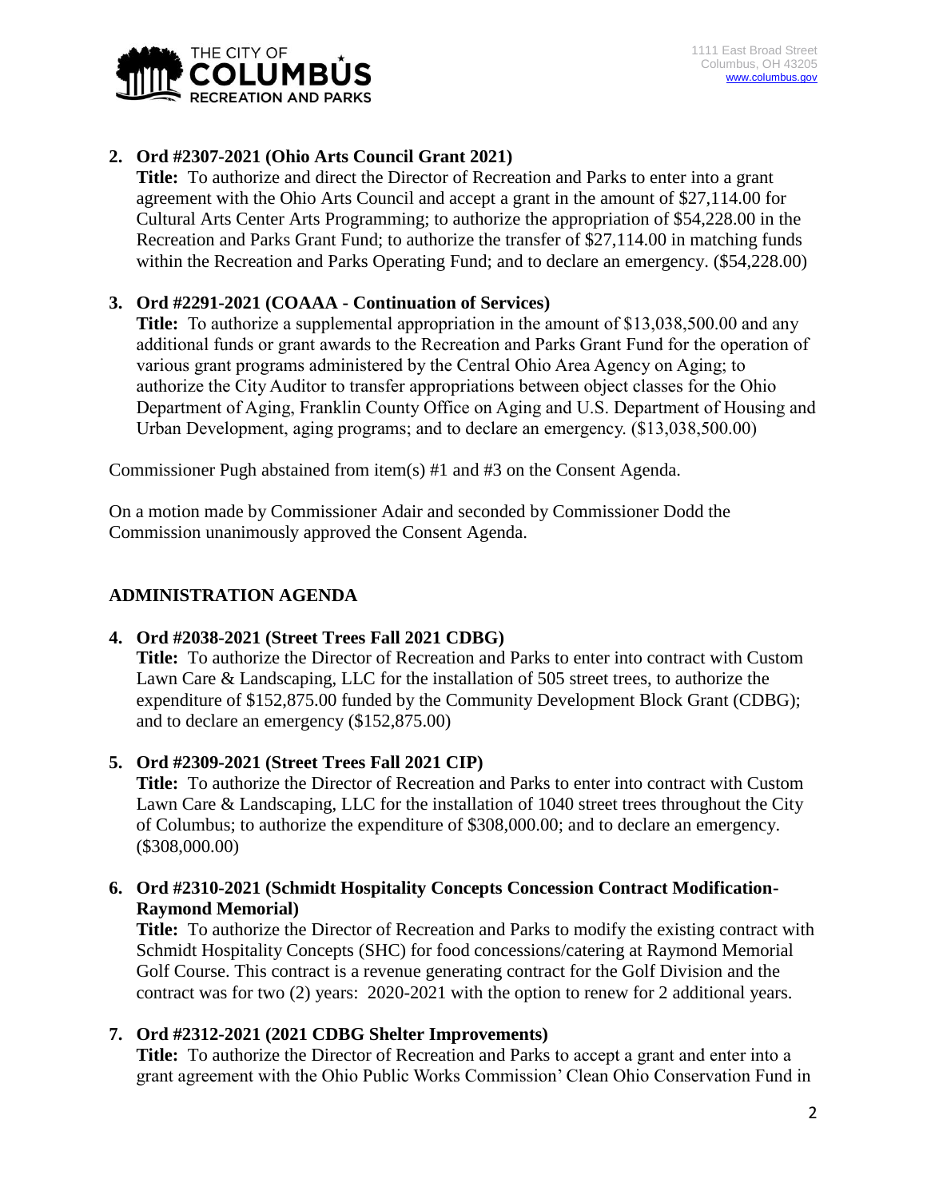2. **Ord #2307-2021 (Ohio Arts Council Grant 2021)**
   **Title:** To authorize and direct the Director of Recreation and Parks to enter into a grant agreement with the Ohio Arts Council and accept a grant in the amount of $27,114.00 for Cultural Arts Center Arts Programming; to authorize the appropriation of $54,228.00 in the Recreation and Parks Grant Fund; to authorize the transfer of $27,114.00 in matching funds within the Recreation and Parks Operating Fund; and to declare an emergency. ($54,228.00)

3. **Ord #2291-2021 (COAAA - Continuation of Services)**
   **Title:** To authorize a supplemental appropriation in the amount of $13,038,500.00 and any additional funds or grant awards to the Recreation and Parks Grant Fund for the operation of various grant programs administered by the Central Ohio Area Agency on Aging; to authorize the City Auditor to transfer appropriations between object classes for the Ohio Department of Aging, Franklin County Office on Aging and U.S. Department of Housing and Urban Development, aging programs; and to declare an emergency. ($13,038,500.00)

Commissioner Pugh abstained from item(s) #1 and #3 on the Consent Agenda.

On a motion made by Commissioner Adair and seconded by Commissioner Dodd the Commission unanimously approved the Consent Agenda.

## ADMINISTRATION AGENDA

4. **Ord #2038-2021 (Street Trees Fall 2021 CDBG)**
   **Title:** To authorize the Director of Recreation and Parks to enter into contract with Custom Lawn Care & Landscaping, LLC for the installation of 505 street trees, to authorize the expenditure of $152,875.00 funded by the Community Development Block Grant (CDBG); and to declare an emergency ($152,875.00)

5. **Ord #2309-2021 (Street Trees Fall 2021 CIP)**
   **Title:** To authorize the Director of Recreation and Parks to enter into contract with Custom Lawn Care & Landscaping, LLC for the installation of 1040 street trees throughout the City of Columbus; to authorize the expenditure of $308,000.00; and to declare an emergency. ($308,000.00)

6. **Ord #2310-2021 (Schmidt Hospitality Concepts Concession Contract Modification-Raymond Memorial)**
   **Title:** To authorize the Director of Recreation and Parks to modify the existing contract with Schmidt Hospitality Concepts (SHC) for food concessions/catering at Raymond Memorial Golf Course. This contract is a revenue generating contract for the Golf Division and the contract was for two (2) years: 2020-2021 with the option to renew for 2 additional years.

7. **Ord #2312-2021 (2021 CDBG Shelter Improvements)**
   **Title:** To authorize the Director of Recreation and Parks to accept a grant and enter into a grant agreement with the Ohio Public Works Commission' Clean Ohio Conservation Fund in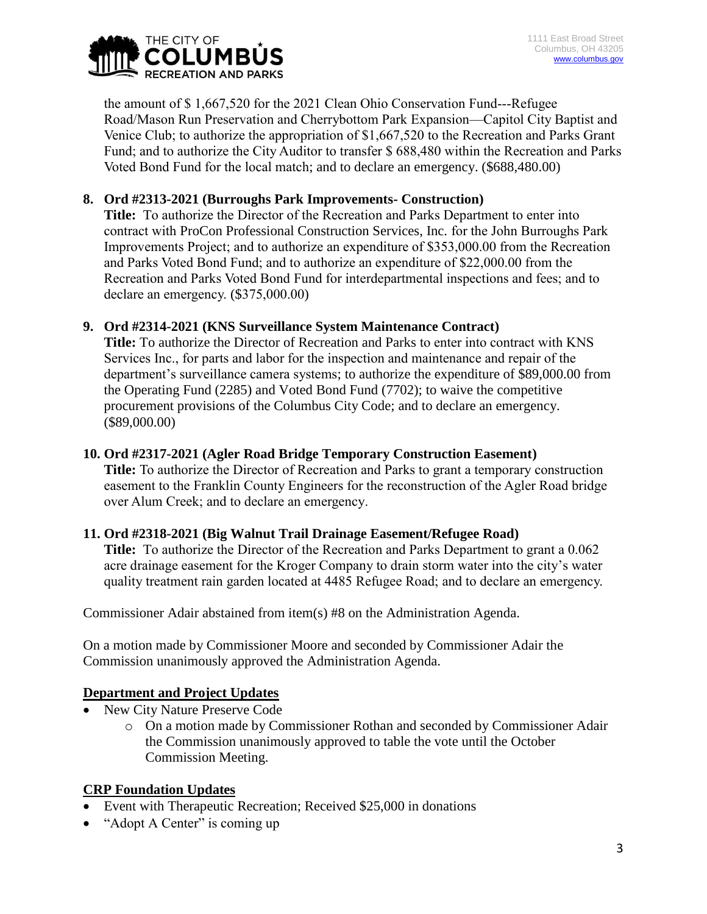the amount of $ 1,667,520 for the 2021 Clean Ohio Conservation Fund---Refugee Road/Mason Run Preservation and Cherrybottom Park Expansion—Capitol City Baptist and Venice Club; to authorize the appropriation of $1,667,520 to the Recreation and Parks Grant Fund; and to authorize the City Auditor to transfer $ 688,480 within the Recreation and Parks Voted Bond Fund for the local match; and to declare an emergency. ($688,480.00)

8. **Ord #2313-2021 (Burroughs Park Improvements- Construction)**
   **Title:** To authorize the Director of the Recreation and Parks Department to enter into contract with ProCon Professional Construction Services, Inc. for the John Burroughs Park Improvements Project; and to authorize an expenditure of $353,000.00 from the Recreation and Parks Voted Bond Fund; and to authorize an expenditure of $22,000.00 from the Recreation and Parks Voted Bond Fund for interdepartmental inspections and fees; and to declare an emergency. ($375,000.00)

9. **Ord #2314-2021 (KNS Surveillance System Maintenance Contract)**
   **Title:** To authorize the Director of Recreation and Parks to enter into contract with KNS Services Inc., for parts and labor for the inspection and maintenance and repair of the department's surveillance camera systems; to authorize the expenditure of $89,000.00 from the Operating Fund (2285) and Voted Bond Fund (7702); to waive the competitive procurement provisions of the Columbus City Code; and to declare an emergency. ($89,000.00)

10. **Ord #2317-2021 (Agler Road Bridge Temporary Construction Easement)**
    **Title:** To authorize the Director of Recreation and Parks to grant a temporary construction easement to the Franklin County Engineers for the reconstruction of the Agler Road bridge over Alum Creek; and to declare an emergency.

11. **Ord #2318-2021 (Big Walnut Trail Drainage Easement/Refugee Road)**
    **Title:** To authorize the Director of the Recreation and Parks Department to grant a 0.062 acre drainage easement for the Kroger Company to drain storm water into the city's water quality treatment rain garden located at 4485 Refugee Road; and to declare an emergency.

Commissioner Adair abstained from item(s) #8 on the Administration Agenda.

On a motion made by Commissioner Moore and seconded by Commissioner Adair the Commission unanimously approved the Administration Agenda.

## Department and Project Updates

- New City Nature Preserve Code
  - On a motion made by Commissioner Rothan and seconded by Commissioner Adair the Commission unanimously approved to table the vote until the October Commission Meeting.

## CRP Foundation Updates

- Event with Therapeutic Recreation; Received $25,000 in donations
- "Adopt A Center" is coming up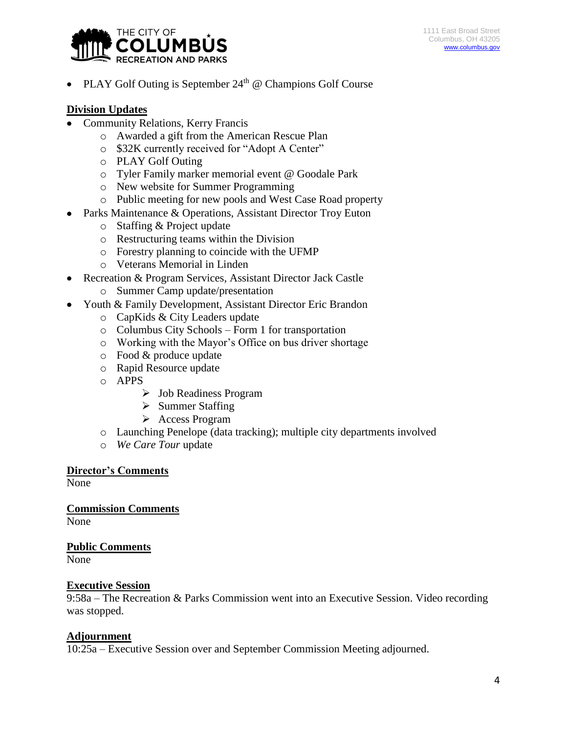- PLAY Golf Outing is September 24th @ Champions Golf Course

**Division Updates**

- Community Relations, Kerry Francis
  - Awarded a gift from the American Rescue Plan
  - $32K currently received for "Adopt A Center"
  - PLAY Golf Outing
  - Tyler Family marker memorial event @ Goodale Park
  - New website for Summer Programming
  - Public meeting for new pools and West Case Road property
- Parks Maintenance & Operations, Assistant Director Troy Euton
  - Staffing & Project update
  - Restructuring teams within the Division
  - Forestry planning to coincide with the UFMP
  - Veterans Memorial in Linden
- Recreation & Program Services, Assistant Director Jack Castle
  - Summer Camp update/presentation
- Youth & Family Development, Assistant Director Eric Brandon
  - CapKids & City Leaders update
  - Columbus City Schools – Form 1 for transportation
  - Working with the Mayor's Office on bus driver shortage
  - Food & produce update
  - Rapid Resource update
  - APPS
    - Job Readiness Program
    - Summer Staffing
    - Access Program
  - Launching Penelope (data tracking); multiple city departments involved
  - *We Care Tour* update

**Director's Comments**

None

**Commission Comments**

None

**Public Comments**

None

**Executive Session**

9:58a – The Recreation & Parks Commission went into an Executive Session. Video recording was stopped.

**Adjournment**

10:25a – Executive Session over and September Commission Meeting adjourned.